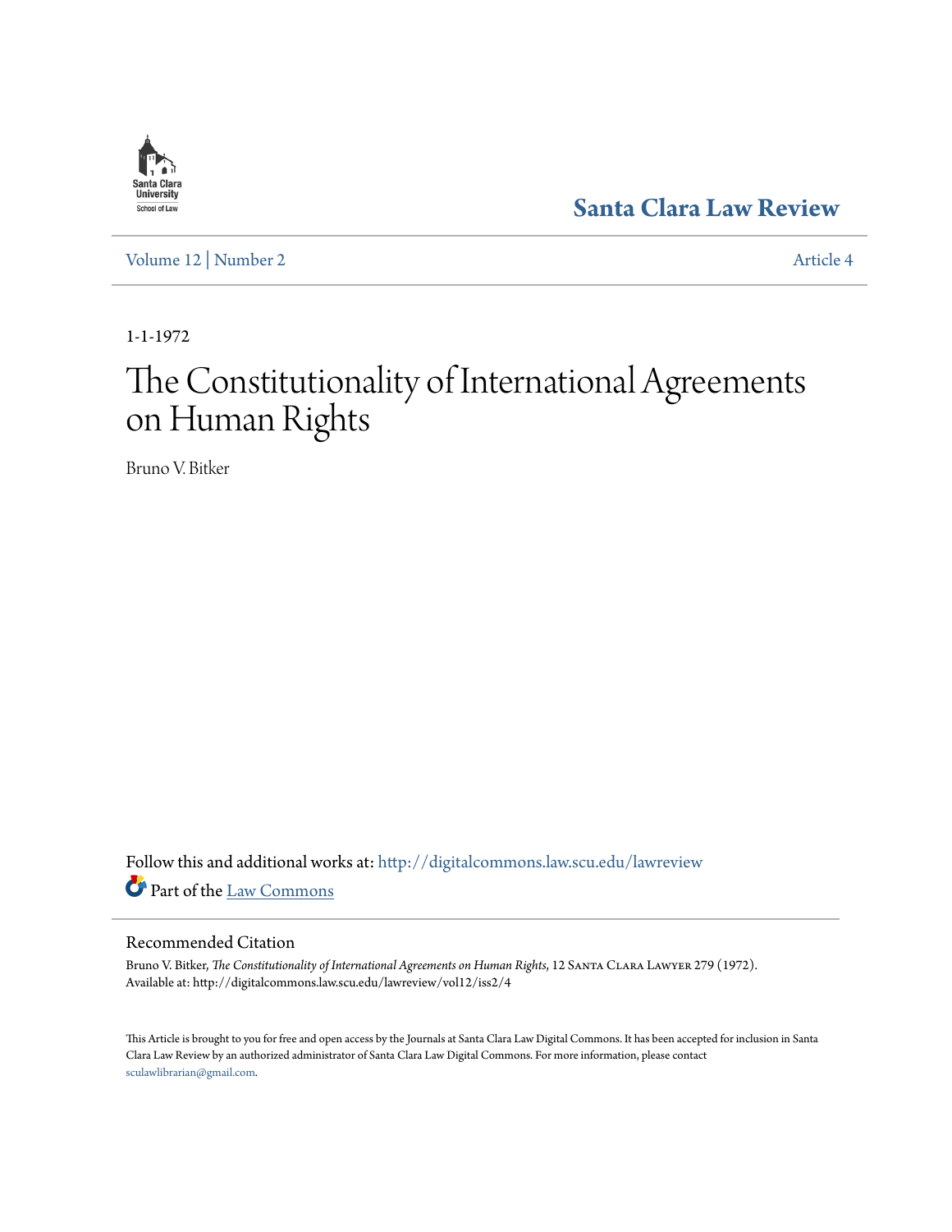Santa Clara Law Review

Volume 12 | Number 2 Article 4

1-1-1972

# The Constitutionality of International Agreements on Human Rights

Bruno V. Bitker

Follow this and additional works at: http://digitalcommons.law.scu.edu/lawreview

Part of the Law Commons

## Recommended Citation

Bruno V. Bitker, *The Constitutionality of International Agreements on Human Rights*, 12 Santa Clara Lawyer 279 (1972).
Available at: http://digitalcommons.law.scu.edu/lawreview/vol12/iss2/4

This Article is brought to you for free and open access by the Journals at Santa Clara Law Digital Commons. It has been accepted for inclusion in Santa Clara Law Review by an authorized administrator of Santa Clara Law Digital Commons. For more information, please contact sculawlibrarian@gmail.com.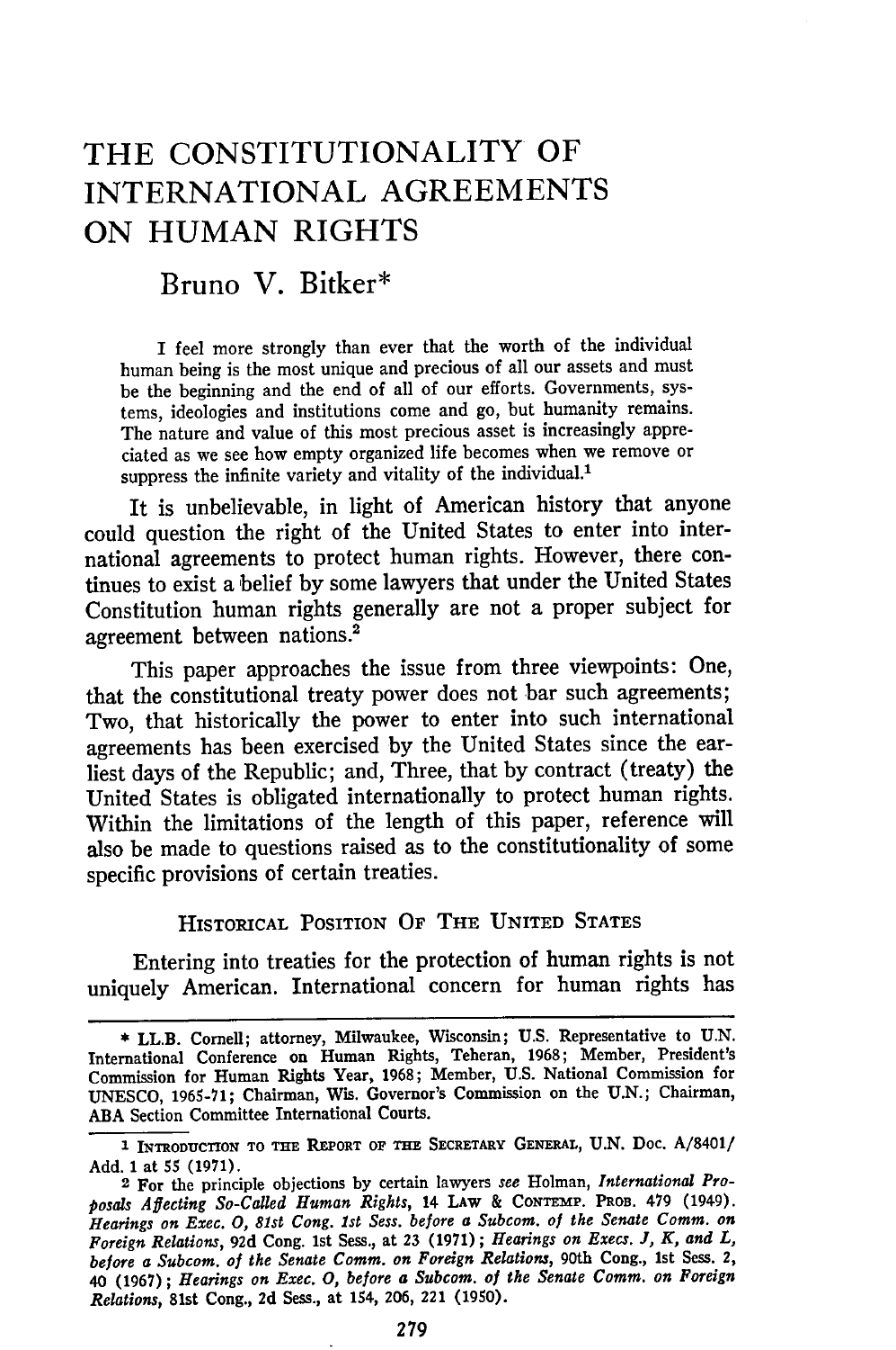# THE CONSTITUTIONALITY OF INTERNATIONAL AGREEMENTS ON HUMAN RIGHTS

## Bruno V. Bitker*

> I feel more strongly than ever that the worth of the individual human being is the most unique and precious of all our assets and must be the beginning and the end of all of our efforts. Governments, systems, ideologies and institutions come and go, but humanity remains. The nature and value of this most precious asset is increasingly appreciated as we see how empty organized life becomes when we remove or suppress the infinite variety and vitality of the individual.[1]

It is unbelievable, in light of American history that anyone could question the right of the United States to enter into international agreements to protect human rights. However, there continues to exist a belief by some lawyers that under the United States Constitution human rights generally are not a proper subject for agreement between nations.[2]

This paper approaches the issue from three viewpoints: One, that the constitutional treaty power does not bar such agreements; Two, that historically the power to enter into such international agreements has been exercised by the United States since the earliest days of the Republic; and, Three, that by contract (treaty) the United States is obligated internationally to protect human rights. Within the limitations of the length of this paper, reference will also be made to questions raised as to the constitutionality of some specific provisions of certain treaties.

### HISTORICAL POSITION OF THE UNITED STATES

Entering into treaties for the protection of human rights is not uniquely American. International concern for human rights has

---

\* LL.B. Cornell; attorney, Milwaukee, Wisconsin; U.S. Representative to U.N. International Conference on Human Rights, Teheran, 1968; Member, President's Commission for Human Rights Year, 1968; Member, U.S. National Commission for UNESCO, 1965-71; Chairman, Wis. Governor's Commission on the U.N.; Chairman, ABA Section Committee International Courts.

[1] INTRODUCTION TO THE REPORT OF THE SECRETARY GENERAL, U.N. Doc. A/8401/ Add. 1 at 55 (1971).

[2] For the principle objections by certain lawyers *see* Holman, *International Proposals Affecting So-Called Human Rights*, 14 LAW & CONTEMP. PROB. 479 (1949). *Hearings on Exec. O, 81st Cong. 1st Sess. before a Subcom. of the Senate Comm. on Foreign Relations*, 92d Cong. 1st Sess., at 23 (1971); *Hearings on Execs. J, K, and L, before a Subcom. of the Senate Comm. on Foreign Relations*, 90th Cong., 1st Sess. 2, 40 (1967); *Hearings on Exec. O, before a Subcom. of the Senate Comm. on Foreign Relations*, 81st Cong., 2d Sess., at 154, 206, 221 (1950).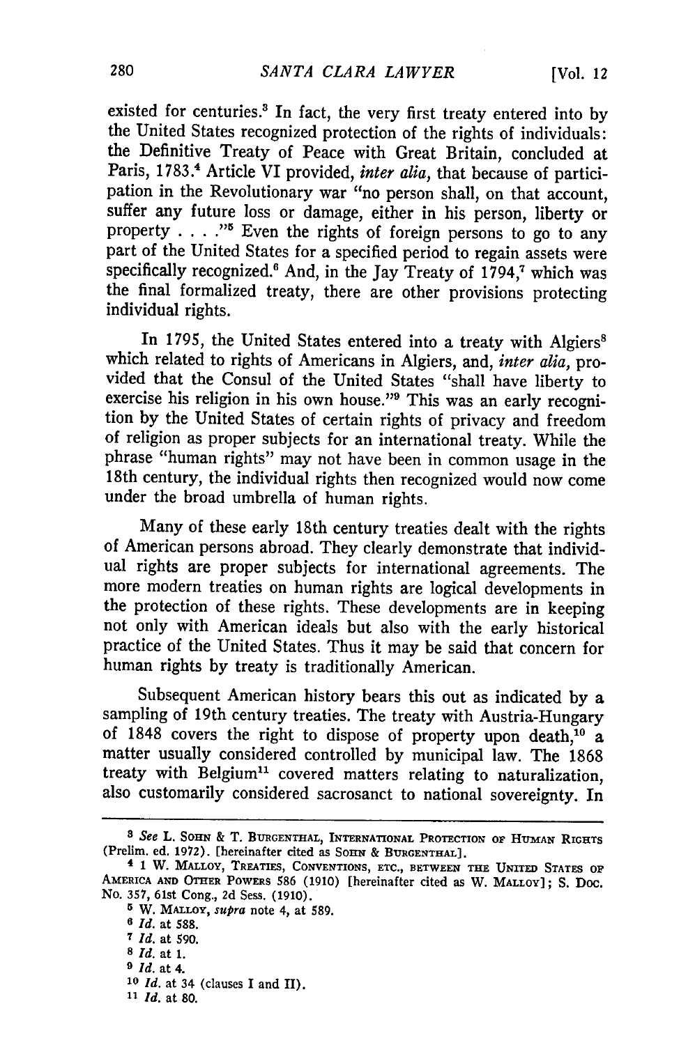existed for centuries.[3] In fact, the very first treaty entered into by the United States recognized protection of the rights of individuals: the Definitive Treaty of Peace with Great Britain, concluded at Paris, 1783.[4] Article VI provided, *inter alia*, that because of participation in the Revolutionary war "no person shall, on that account, suffer any future loss or damage, either in his person, liberty or property . . . ."[5] Even the rights of foreign persons to go to any part of the United States for a specified period to regain assets were specifically recognized.[6] And, in the Jay Treaty of 1794,[7] which was the final formalized treaty, there are other provisions protecting individual rights.

In 1795, the United States entered into a treaty with Algiers[8] which related to rights of Americans in Algiers, and, *inter alia*, provided that the Consul of the United States "shall have liberty to exercise his religion in his own house."[9] This was an early recognition by the United States of certain rights of privacy and freedom of religion as proper subjects for an international treaty. While the phrase "human rights" may not have been in common usage in the 18th century, the individual rights then recognized would now come under the broad umbrella of human rights.

Many of these early 18th century treaties dealt with the rights of American persons abroad. They clearly demonstrate that individual rights are proper subjects for international agreements. The more modern treaties on human rights are logical developments in the protection of these rights. These developments are in keeping not only with American ideals but also with the early historical practice of the United States. Thus it may be said that concern for human rights by treaty is traditionally American.

Subsequent American history bears this out as indicated by a sampling of 19th century treaties. The treaty with Austria-Hungary of 1848 covers the right to dispose of property upon death,[10] a matter usually considered controlled by municipal law. The 1868 treaty with Belgium[11] covered matters relating to naturalization, also customarily considered sacrosanct to national sovereignty. In

---

[3] *See* L. SOHN & T. BURGENTHAL, INTERNATIONAL PROTECTION OF HUMAN RIGHTS (Prelim. ed. 1972). [hereinafter cited as SOHN & BURGENTHAL].

[4] 1 W. MALLOY, TREATIES, CONVENTIONS, ETC., BETWEEN THE UNITED STATES OF AMERICA AND OTHER POWERS 586 (1910) [hereinafter cited as W. MALLOY]; S. DOC. No. 357, 61st Cong., 2d Sess. (1910).

[5] W. MALLOY, *supra* note 4, at 589.

[6] *Id.* at 588.

[7] *Id.* at 590.

[8] *Id.* at 1.

[9] *Id.* at 4.

[10] *Id.* at 34 (clauses I and II).

[11] *Id.* at 80.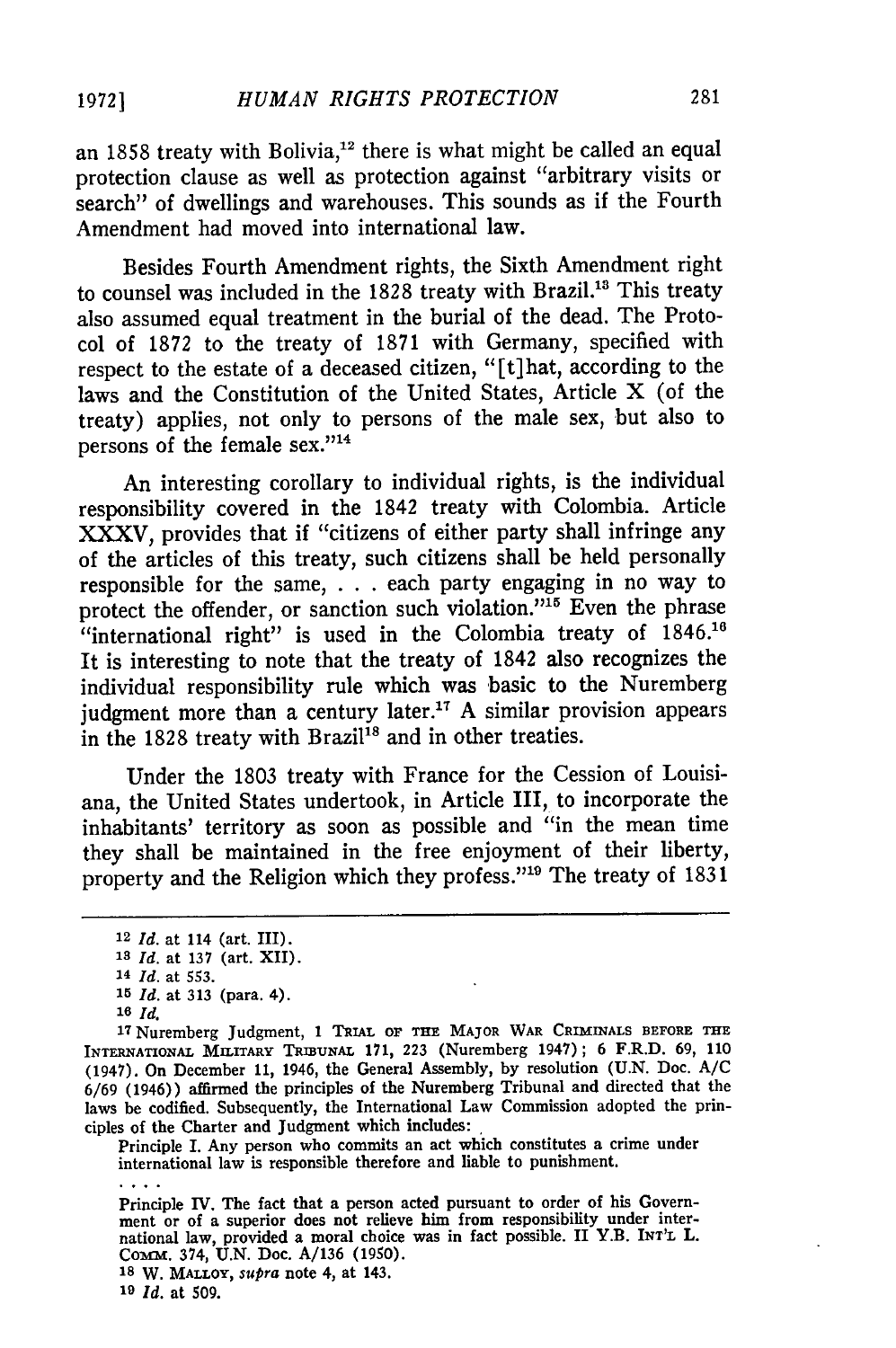an 1858 treaty with Bolivia,[12] there is what might be called an equal protection clause as well as protection against "arbitrary visits or search" of dwellings and warehouses. This sounds as if the Fourth Amendment had moved into international law.

Besides Fourth Amendment rights, the Sixth Amendment right to counsel was included in the 1828 treaty with Brazil.[13] This treaty also assumed equal treatment in the burial of the dead. The Protocol of 1872 to the treaty of 1871 with Germany, specified with respect to the estate of a deceased citizen, "[t]hat, according to the laws and the Constitution of the United States, Article X (of the treaty) applies, not only to persons of the male sex, but also to persons of the female sex."[14]

An interesting corollary to individual rights, is the individual responsibility covered in the 1842 treaty with Colombia. Article XXXV, provides that if "citizens of either party shall infringe any of the articles of this treaty, such citizens shall be held personally responsible for the same, . . . each party engaging in no way to protect the offender, or sanction such violation."[15] Even the phrase "international right" is used in the Colombia treaty of 1846.[16] It is interesting to note that the treaty of 1842 also recognizes the individual responsibility rule which was basic to the Nuremberg judgment more than a century later.[17] A similar provision appears in the 1828 treaty with Brazil[18] and in other treaties.

Under the 1803 treaty with France for the Cession of Louisiana, the United States undertook, in Article III, to incorporate the inhabitants' territory as soon as possible and "in the mean time they shall be maintained in the free enjoyment of their liberty, property and the Religion which they profess."[19] The treaty of 1831

---

12 *Id.* at 114 (art. III).

13 *Id.* at 137 (art. XII).

14 *Id.* at 553.

15 *Id.* at 313 (para. 4).

16 *Id.*

17 Nuremberg Judgment, 1 TRIAL OF THE MAJOR WAR CRIMINALS BEFORE THE INTERNATIONAL MILITARY TRIBUNAL 171, 223 (Nuremberg 1947); 6 F.R.D. 69, 110 (1947). On December 11, 1946, the General Assembly, by resolution (U.N. Doc. A/C 6/69 (1946)) affirmed the principles of the Nuremberg Tribunal and directed that the laws be codified. Subsequently, the International Law Commission adopted the principles of the Charter and Judgment which includes:

> Principle I. Any person who commits an act which constitutes a crime under international law is responsible therefore and liable to punishment.
>
> . . . .
>
> Principle IV. The fact that a person acted pursuant to order of his Government or of a superior does not relieve him from responsibility under international law, provided a moral choice was in fact possible. II Y.B. INT'L L. COMM. 374, U.N. Doc. A/136 (1950).

18 W. MALLOY, *supra* note 4, at 143.

19 *Id.* at 509.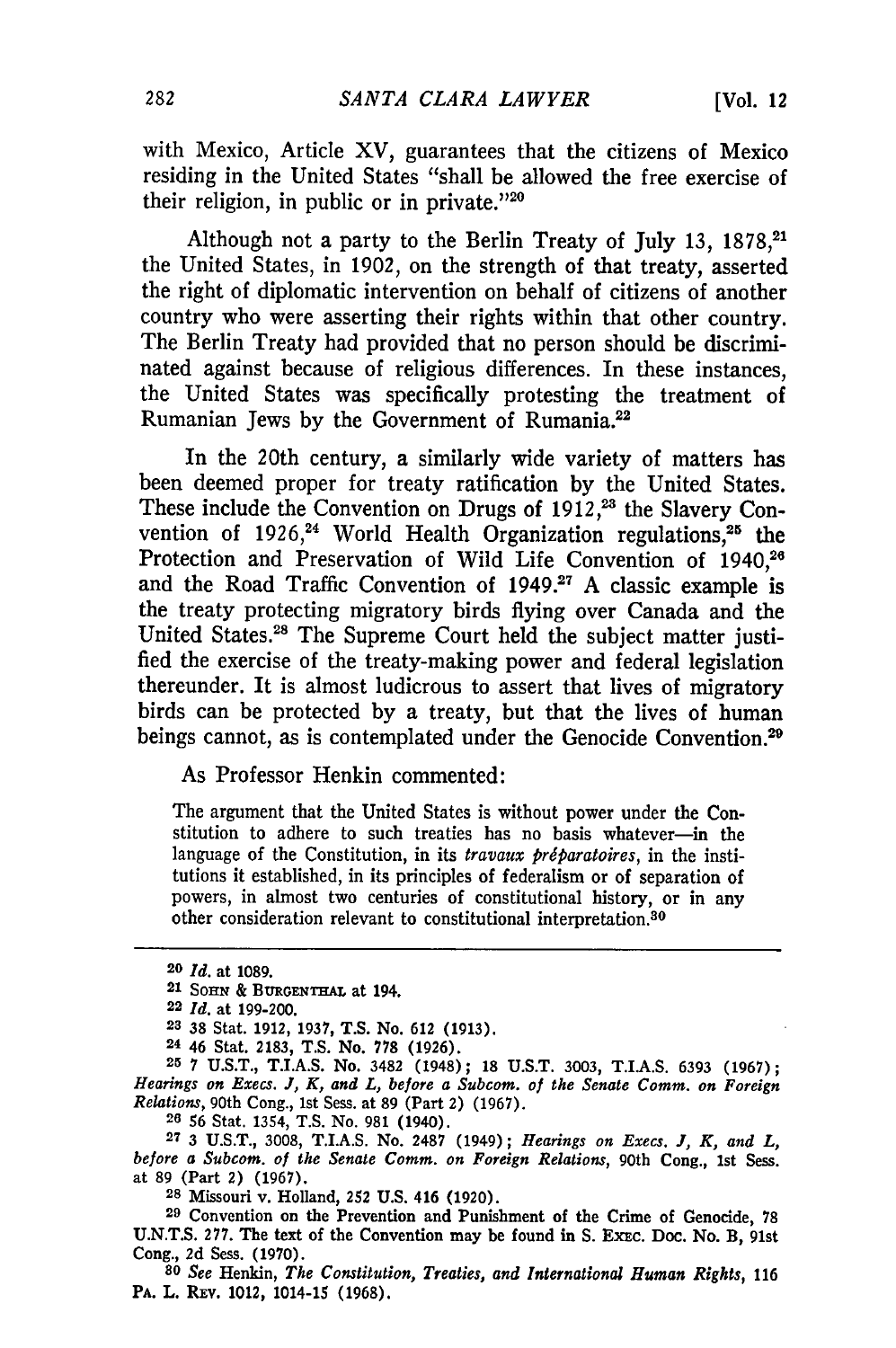with Mexico, Article XV, guarantees that the citizens of Mexico residing in the United States "shall be allowed the free exercise of their religion, in public or in private."[20]

Although not a party to the Berlin Treaty of July 13, 1878,[21] the United States, in 1902, on the strength of that treaty, asserted the right of diplomatic intervention on behalf of citizens of another country who were asserting their rights within that other country. The Berlin Treaty had provided that no person should be discriminated against because of religious differences. In these instances, the United States was specifically protesting the treatment of Rumanian Jews by the Government of Rumania.[22]

In the 20th century, a similarly wide variety of matters has been deemed proper for treaty ratification by the United States. These include the Convention on Drugs of 1912,[23] the Slavery Convention of 1926,[24] World Health Organization regulations,[25] the Protection and Preservation of Wild Life Convention of 1940,[26] and the Road Traffic Convention of 1949.[27] A classic example is the treaty protecting migratory birds flying over Canada and the United States.[28] The Supreme Court held the subject matter justified the exercise of the treaty-making power and federal legislation thereunder. It is almost ludicrous to assert that lives of migratory birds can be protected by a treaty, but that the lives of human beings cannot, as is contemplated under the Genocide Convention.[29]

As Professor Henkin commented:

> The argument that the United States is without power under the Constitution to adhere to such treaties has no basis whatever—in the language of the Constitution, in its *travaux préparatoires*, in the institutions it established, in its principles of federalism or of separation of powers, in almost two centuries of constitutional history, or in any other consideration relevant to constitutional interpretation.[30]

---

[20] *Id.* at 1089.

[21] SOHN & BURGENTHAL at 194.

[22] *Id.* at 199-200.

[23] 38 Stat. 1912, 1937, T.S. No. 612 (1913).

[24] 46 Stat. 2183, T.S. No. 778 (1926).

[25] 7 U.S.T., T.I.A.S. No. 3482 (1948); 18 U.S.T. 3003, T.I.A.S. 6393 (1967); *Hearings on Execs. J, K, and L, before a Subcom. of the Senate Comm. on Foreign Relations*, 90th Cong., 1st Sess. at 89 (Part 2) (1967).

[26] 56 Stat. 1354, T.S. No. 981 (1940).

[27] 3 U.S.T., 3008, T.I.A.S. No. 2487 (1949); *Hearings on Execs. J, K, and L, before a Subcom. of the Senate Comm. on Foreign Relations*, 90th Cong., 1st Sess. at 89 (Part 2) (1967).

[28] Missouri v. Holland, 252 U.S. 416 (1920).

[29] Convention on the Prevention and Punishment of the Crime of Genocide, 78 U.N.T.S. 277. The text of the Convention may be found in S. EXEC. DOC. NO. B, 91st Cong., 2d Sess. (1970).

[30] *See* Henkin, *The Constitution, Treaties, and International Human Rights*, 116 PA. L. REV. 1012, 1014-15 (1968).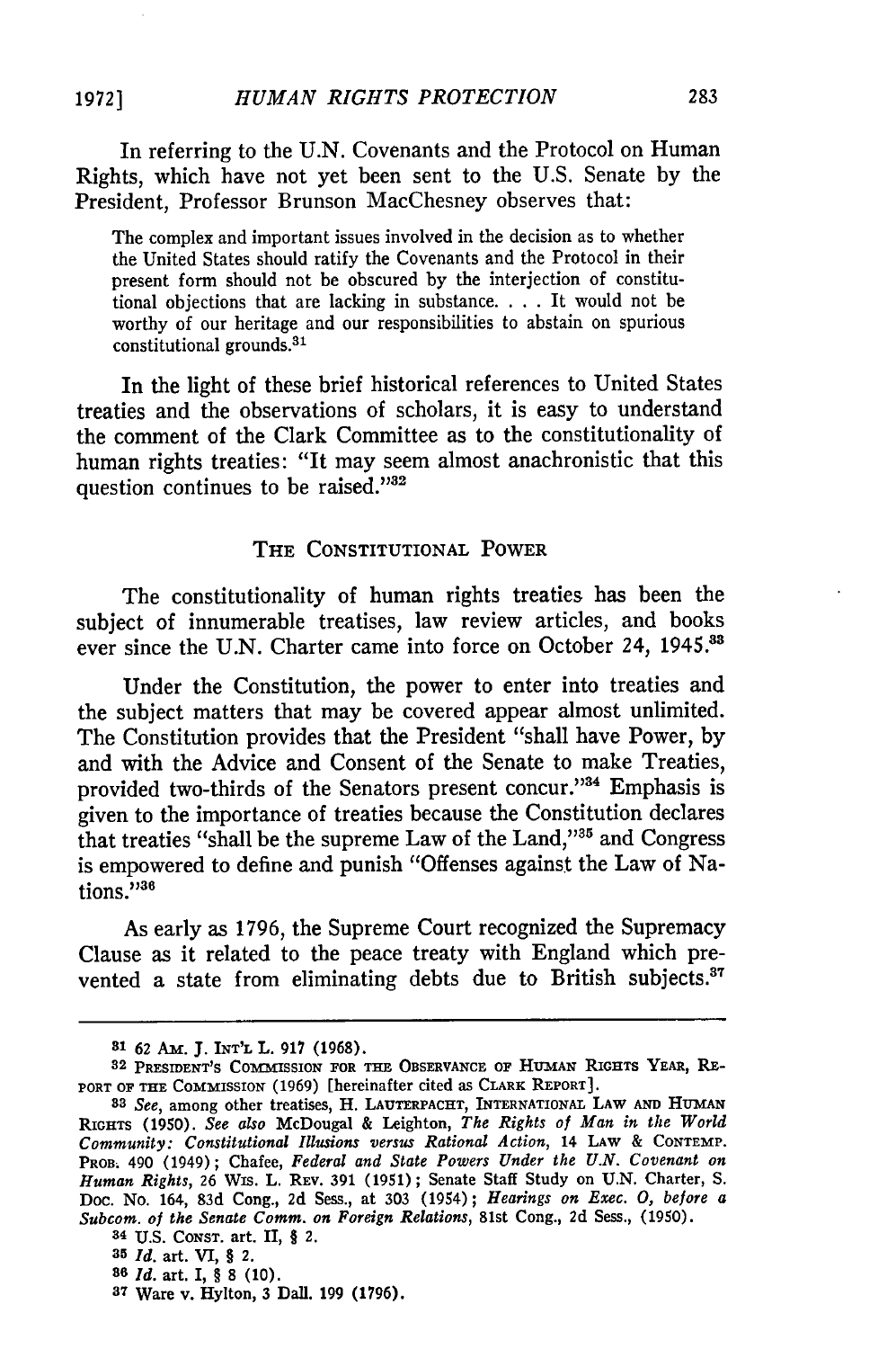In referring to the U.N. Covenants and the Protocol on Human Rights, which have not yet been sent to the U.S. Senate by the President, Professor Brunson MacChesney observes that:

> The complex and important issues involved in the decision as to whether the United States should ratify the Covenants and the Protocol in their present form should not be obscured by the interjection of constitutional objections that are lacking in substance. . . . It would not be worthy of our heritage and our responsibilities to abstain on spurious constitutional grounds.[31]

In the light of these brief historical references to United States treaties and the observations of scholars, it is easy to understand the comment of the Clark Committee as to the constitutionality of human rights treaties: "It may seem almost anachronistic that this question continues to be raised."[32]

## THE CONSTITUTIONAL POWER

The constitutionality of human rights treaties has been the subject of innumerable treatises, law review articles, and books ever since the U.N. Charter came into force on October 24, 1945.[33]

Under the Constitution, the power to enter into treaties and the subject matters that may be covered appear almost unlimited. The Constitution provides that the President "shall have Power, by and with the Advice and Consent of the Senate to make Treaties, provided two-thirds of the Senators present concur."[34] Emphasis is given to the importance of treaties because the Constitution declares that treaties "shall be the supreme Law of the Land,"[35] and Congress is empowered to define and punish "Offenses against the Law of Nations."[36]

As early as 1796, the Supreme Court recognized the Supremacy Clause as it related to the peace treaty with England which prevented a state from eliminating debts due to British subjects.[37]

---

[31] 62 AM. J. INT'L L. 917 (1968).

[32] PRESIDENT'S COMMISSION FOR THE OBSERVANCE OF HUMAN RIGHTS YEAR, REPORT OF THE COMMISSION (1969) [hereinafter cited as CLARK REPORT].

[33] *See*, among other treatises, H. LAUTERPACHT, INTERNATIONAL LAW AND HUMAN RIGHTS (1950). *See also* McDougal & Leighton, *The Rights of Man in the World Community: Constitutional Illusions versus Rational Action*, 14 LAW & CONTEMP. PROB. 490 (1949); Chafee, *Federal and State Powers Under the U.N. Covenant on Human Rights*, 26 WIS. L. REV. 391 (1951); Senate Staff Study on U.N. Charter, S. Doc. No. 164, 83d Cong., 2d Sess., at 303 (1954); *Hearings on Exec. O, before a Subcom. of the Senate Comm. on Foreign Relations*, 81st Cong., 2d Sess., (1950).

[34] U.S. CONST. art. II, § 2.

[35] *Id.* art. VI, § 2.

[36] *Id.* art. I, § 8 (10).

[37] Ware v. Hylton, 3 Dall. 199 (1796).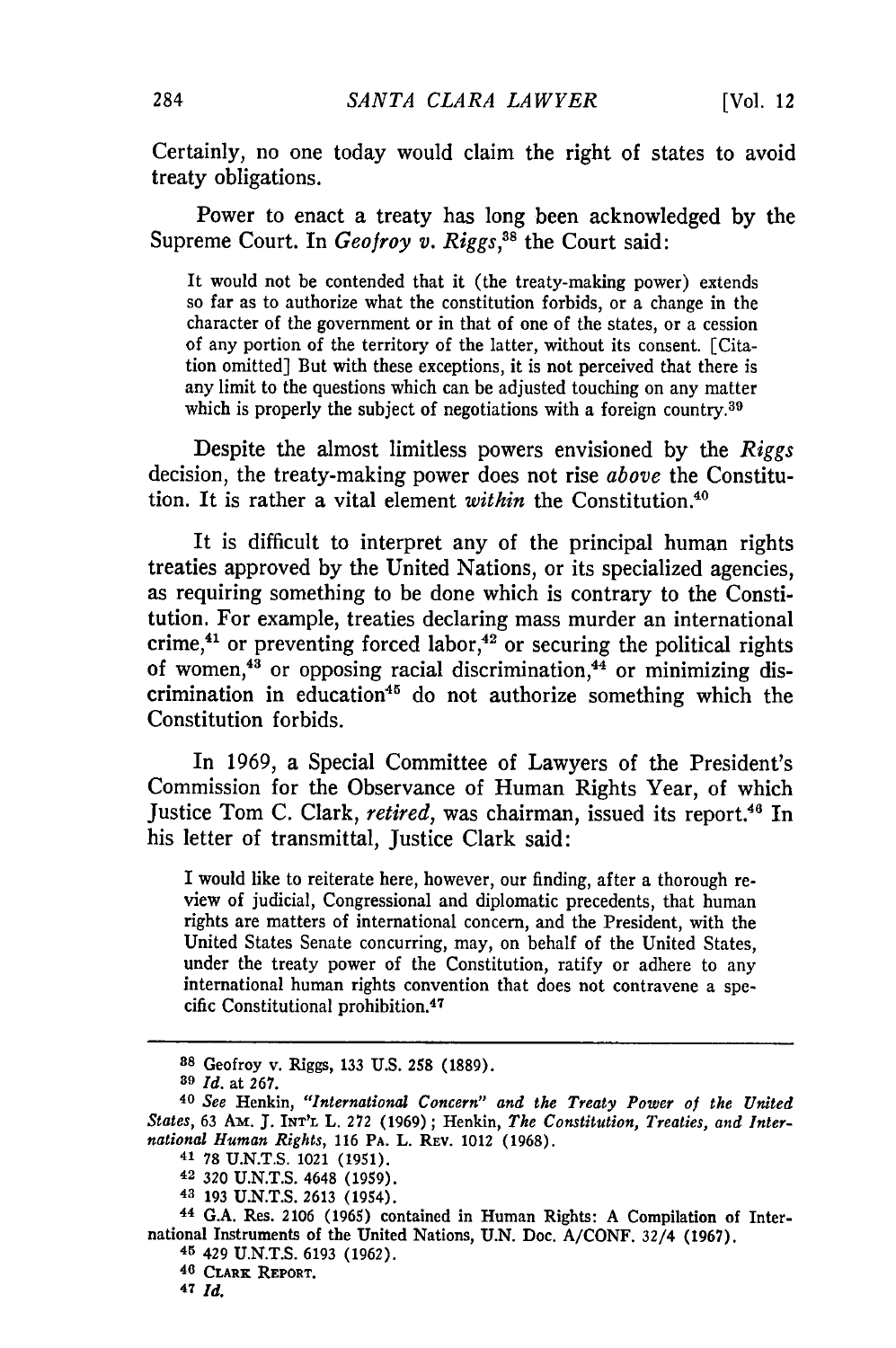Certainly, no one today would claim the right of states to avoid treaty obligations.

Power to enact a treaty has long been acknowledged by the Supreme Court. In *Geofroy v. Riggs*,[38] the Court said:

> It would not be contended that it (the treaty-making power) extends so far as to authorize what the constitution forbids, or a change in the character of the government or in that of one of the states, or a cession of any portion of the territory of the latter, without its consent. [Citation omitted] But with these exceptions, it is not perceived that there is any limit to the questions which can be adjusted touching on any matter which is properly the subject of negotiations with a foreign country.[39]

Despite the almost limitless powers envisioned by the *Riggs* decision, the treaty-making power does not rise *above* the Constitution. It is rather a vital element *within* the Constitution.[40]

It is difficult to interpret any of the principal human rights treaties approved by the United Nations, or its specialized agencies, as requiring something to be done which is contrary to the Constitution. For example, treaties declaring mass murder an international crime,[41] or preventing forced labor,[42] or securing the political rights of women,[43] or opposing racial discrimination,[44] or minimizing discrimination in education[45] do not authorize something which the Constitution forbids.

In 1969, a Special Committee of Lawyers of the President's Commission for the Observance of Human Rights Year, of which Justice Tom C. Clark, *retired*, was chairman, issued its report.[46] In his letter of transmittal, Justice Clark said:

> I would like to reiterate here, however, our finding, after a thorough review of judicial, Congressional and diplomatic precedents, that human rights are matters of international concern, and the President, with the United States Senate concurring, may, on behalf of the United States, under the treaty power of the Constitution, ratify or adhere to any international human rights convention that does not contravene a specific Constitutional prohibition.[47]

---

[38] Geofroy v. Riggs, 133 U.S. 258 (1889).

[39] *Id.* at 267.

[40] *See* Henkin, *"International Concern" and the Treaty Power of the United States*, 63 AM. J. INT'L L. 272 (1969); Henkin, *The Constitution, Treaties, and International Human Rights*, 116 PA. L. REV. 1012 (1968).

[41] 78 U.N.T.S. 1021 (1951).

[42] 320 U.N.T.S. 4648 (1959).

[43] 193 U.N.T.S. 2613 (1954).

[44] G.A. Res. 2106 (1965) contained in Human Rights: A Compilation of International Instruments of the United Nations, U.N. Doc. A/CONF. 32/4 (1967).

[45] 429 U.N.T.S. 6193 (1962).

[46] CLARK REPORT.

[47] *Id.*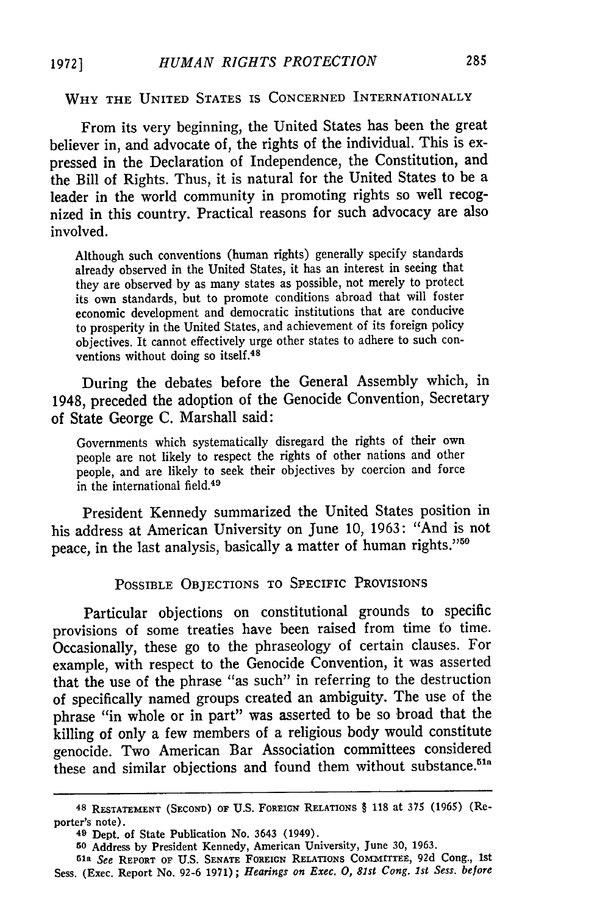## WHY THE UNITED STATES IS CONCERNED INTERNATIONALLY

From its very beginning, the United States has been the great believer in, and advocate of, the rights of the individual. This is expressed in the Declaration of Independence, the Constitution, and the Bill of Rights. Thus, it is natural for the United States to be a leader in the world community in promoting rights so well recognized in this country. Practical reasons for such advocacy are also involved.

> Although such conventions (human rights) generally specify standards already observed in the United States, it has an interest in seeing that they are observed by as many states as possible, not merely to protect its own standards, but to promote conditions abroad that will foster economic development and democratic institutions that are conducive to prosperity in the United States, and achievement of its foreign policy objectives. It cannot effectively urge other states to adhere to such conventions without doing so itself.[48]

During the debates before the General Assembly which, in 1948, preceded the adoption of the Genocide Convention, Secretary of State George C. Marshall said:

> Governments which systematically disregard the rights of their own people are not likely to respect the rights of other nations and other people, and are likely to seek their objectives by coercion and force in the international field.[49]

President Kennedy summarized the United States position in his address at American University on June 10, 1963: "And is not peace, in the last analysis, basically a matter of human rights."[50]

## POSSIBLE OBJECTIONS TO SPECIFIC PROVISIONS

Particular objections on constitutional grounds to specific provisions of some treaties have been raised from time to time. Occasionally, these go to the phraseology of certain clauses. For example, with respect to the Genocide Convention, it was asserted that the use of the phrase "as such" in referring to the destruction of specifically named groups created an ambiguity. The use of the phrase "in whole or in part" was asserted to be so broad that the killing of only a few members of a religious body would constitute genocide. Two American Bar Association committees considered these and similar objections and found them without substance.[51a]

---

[48] RESTATEMENT (SECOND) OF U.S. FOREIGN RELATIONS § 118 at 375 (1965) (Reporter's note).

[49] Dept. of State Publication No. 3643 (1949).

[50] Address by President Kennedy, American University, June 30, 1963.

[51a] *See* REPORT OF U.S. SENATE FOREIGN RELATIONS COMMITTEE, 92d Cong., 1st Sess. (Exec. Report No. 92-6 1971); *Hearings on Exec. O, 81st Cong. 1st Sess. before*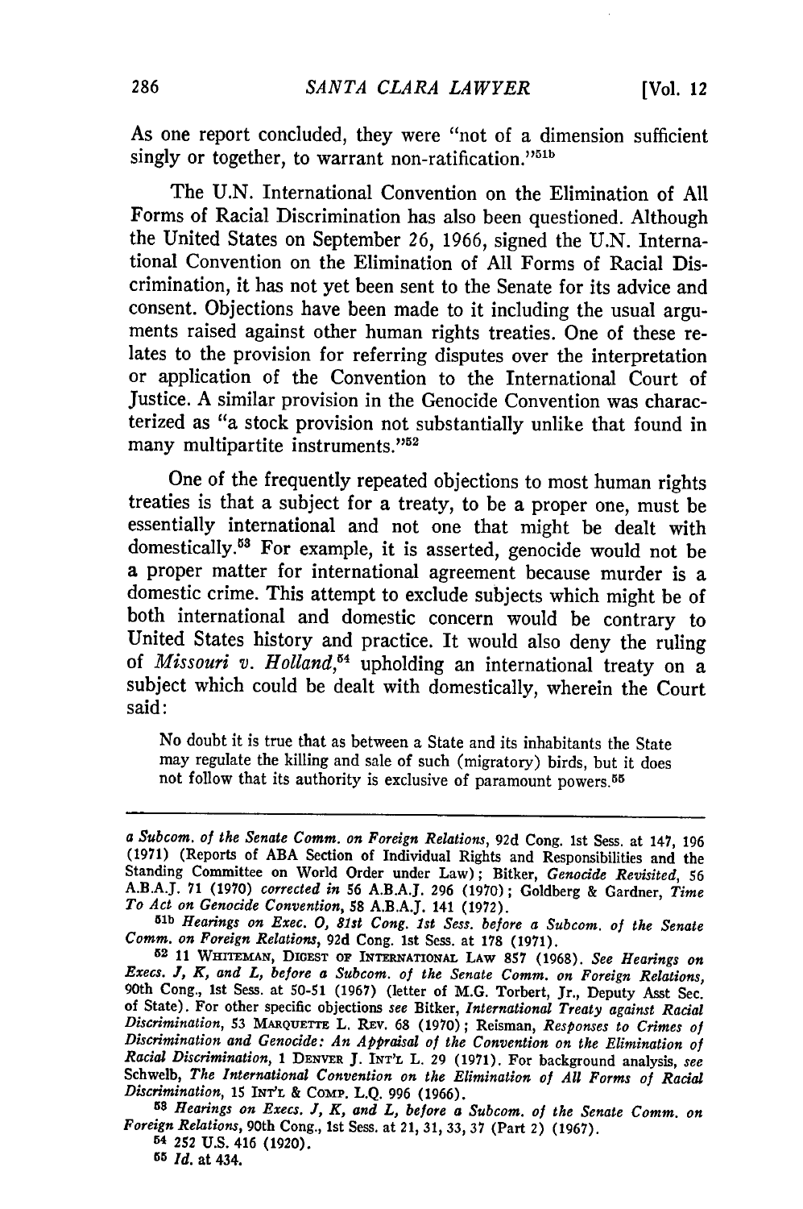As one report concluded, they were "not of a dimension sufficient singly or together, to warrant non-ratification."[51b]

The U.N. International Convention on the Elimination of All Forms of Racial Discrimination has also been questioned. Although the United States on September 26, 1966, signed the U.N. International Convention on the Elimination of All Forms of Racial Discrimination, it has not yet been sent to the Senate for its advice and consent. Objections have been made to it including the usual arguments raised against other human rights treaties. One of these relates to the provision for referring disputes over the interpretation or application of the Convention to the International Court of Justice. A similar provision in the Genocide Convention was characterized as "a stock provision not substantially unlike that found in many multipartite instruments."[52]

One of the frequently repeated objections to most human rights treaties is that a subject for a treaty, to be a proper one, must be essentially international and not one that might be dealt with domestically.[53] For example, it is asserted, genocide would not be a proper matter for international agreement because murder is a domestic crime. This attempt to exclude subjects which might be of both international and domestic concern would be contrary to United States history and practice. It would also deny the ruling of *Missouri v. Holland*,[54] upholding an international treaty on a subject which could be dealt with domestically, wherein the Court said:

> No doubt it is true that as between a State and its inhabitants the State may regulate the killing and sale of such (migratory) birds, but it does not follow that its authority is exclusive of paramount powers.[55]

---

*a Subcom. of the Senate Comm. on Foreign Relations*, 92d Cong. 1st Sess. at 147, 196 (1971) (Reports of ABA Section of Individual Rights and Responsibilities and the Standing Committee on World Order under Law); Bitker, *Genocide Revisited*, 56 A.B.A.J. 71 (1970) *corrected in* 56 A.B.A.J. 296 (1970); Goldberg & Gardner, *Time To Act on Genocide Convention*, 58 A.B.A.J. 141 (1972).

51b *Hearings on Exec. O, 81st Cong. 1st Sess. before a Subcom. of the Senate Comm. on Foreign Relations*, 92d Cong. 1st Sess. at 178 (1971).

52 11 WHITEMAN, DIGEST OF INTERNATIONAL LAW 857 (1968). *See Hearings on Execs. J, K, and L, before a Subcom. of the Senate Comm. on Foreign Relations*, 90th Cong., 1st Sess. at 50-51 (1967) (letter of M.G. Torbert, Jr., Deputy Asst Sec. of State). For other specific objections *see* Bitker, *International Treaty against Racial Discrimination*, 53 MARQUETTE L. REV. 68 (1970); Reisman, *Responses to Crimes of Discrimination and Genocide: An Appraisal of the Convention on the Elimination of Racial Discrimination*, 1 DENVER J. INT'L L. 29 (1971). For background analysis, *see* Schwelb, *The International Convention on the Elimination of All Forms of Racial Discrimination*, 15 INT'L & COMP. L.Q. 996 (1966).

53 *Hearings on Execs. J, K, and L, before a Subcom. of the Senate Comm. on Foreign Relations*, 90th Cong., 1st Sess. at 21, 31, 33, 37 (Part 2) (1967).

54 252 U.S. 416 (1920).

55 *Id.* at 434.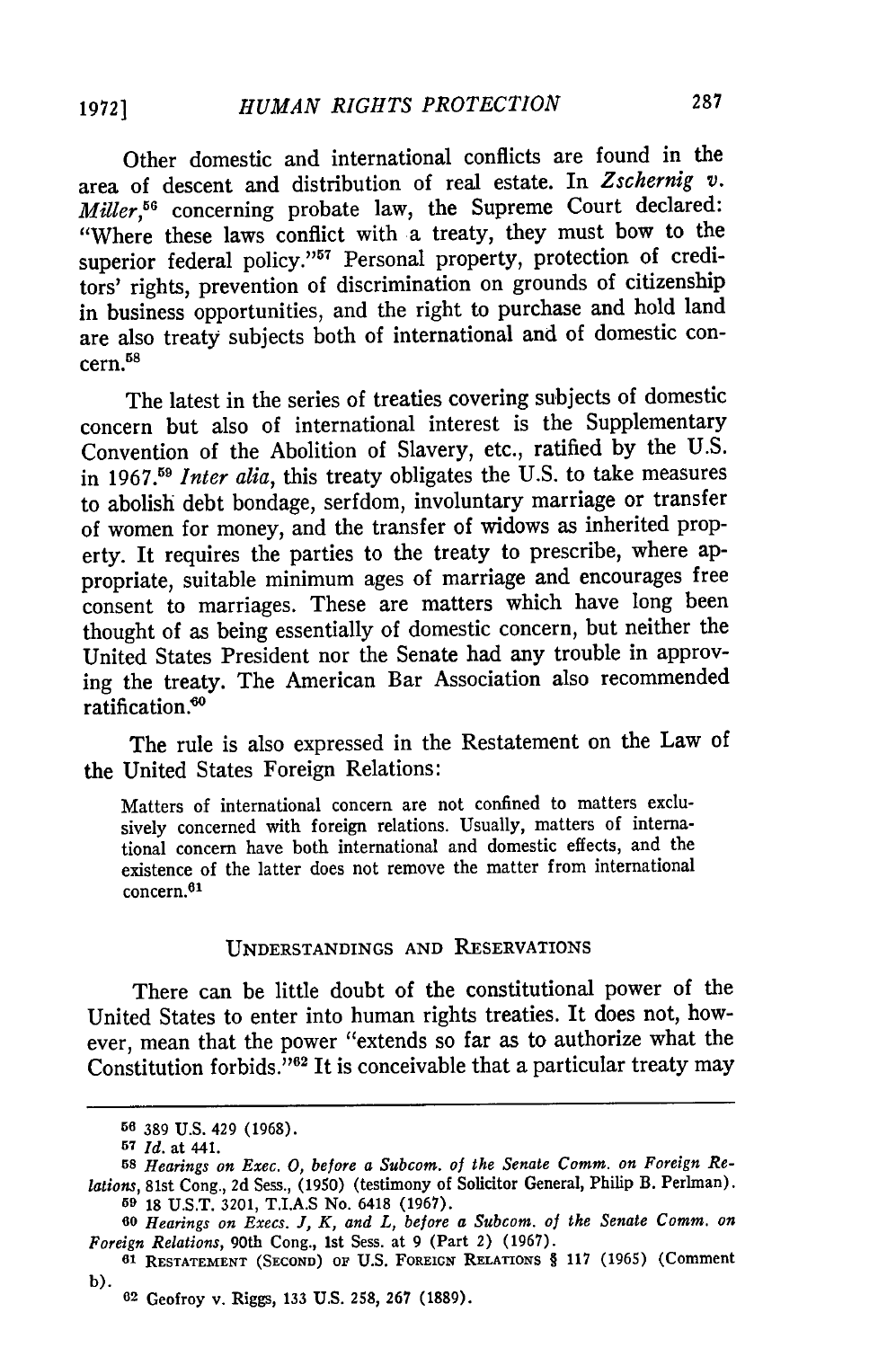Other domestic and international conflicts are found in the area of descent and distribution of real estate. In *Zschernig v. Miller*,[56] concerning probate law, the Supreme Court declared: "Where these laws conflict with a treaty, they must bow to the superior federal policy."[57] Personal property, protection of creditors' rights, prevention of discrimination on grounds of citizenship in business opportunities, and the right to purchase and hold land are also treaty subjects both of international and of domestic concern.[58]

The latest in the series of treaties covering subjects of domestic concern but also of international interest is the Supplementary Convention of the Abolition of Slavery, etc., ratified by the U.S. in 1967.[59] *Inter alia*, this treaty obligates the U.S. to take measures to abolish debt bondage, serfdom, involuntary marriage or transfer of women for money, and the transfer of widows as inherited property. It requires the parties to the treaty to prescribe, where appropriate, suitable minimum ages of marriage and encourages free consent to marriages. These are matters which have long been thought of as being essentially of domestic concern, but neither the United States President nor the Senate had any trouble in approving the treaty. The American Bar Association also recommended ratification.[60]

The rule is also expressed in the Restatement on the Law of the United States Foreign Relations:

> Matters of international concern are not confined to matters exclusively concerned with foreign relations. Usually, matters of international concern have both international and domestic effects, and the existence of the latter does not remove the matter from international concern.[61]

## UNDERSTANDINGS AND RESERVATIONS

There can be little doubt of the constitutional power of the United States to enter into human rights treaties. It does not, however, mean that the power "extends so far as to authorize what the Constitution forbids."[62] It is conceivable that a particular treaty may

---

[56] 389 U.S. 429 (1968).

[57] *Id.* at 441.

[58] *Hearings on Exec. O, before a Subcom. of the Senate Comm. on Foreign Relations*, 81st Cong., 2d Sess., (1950) (testimony of Solicitor General, Philip B. Perlman).

[59] 18 U.S.T. 3201, T.I.A.S No. 6418 (1967).

[60] *Hearings on Execs. J, K, and L, before a Subcom. of the Senate Comm. on Foreign Relations*, 90th Cong., 1st Sess. at 9 (Part 2) (1967).

[61] RESTATEMENT (SECOND) OF U.S. FOREIGN RELATIONS § 117 (1965) (Comment b).

[62] Geofroy v. Riggs, 133 U.S. 258, 267 (1889).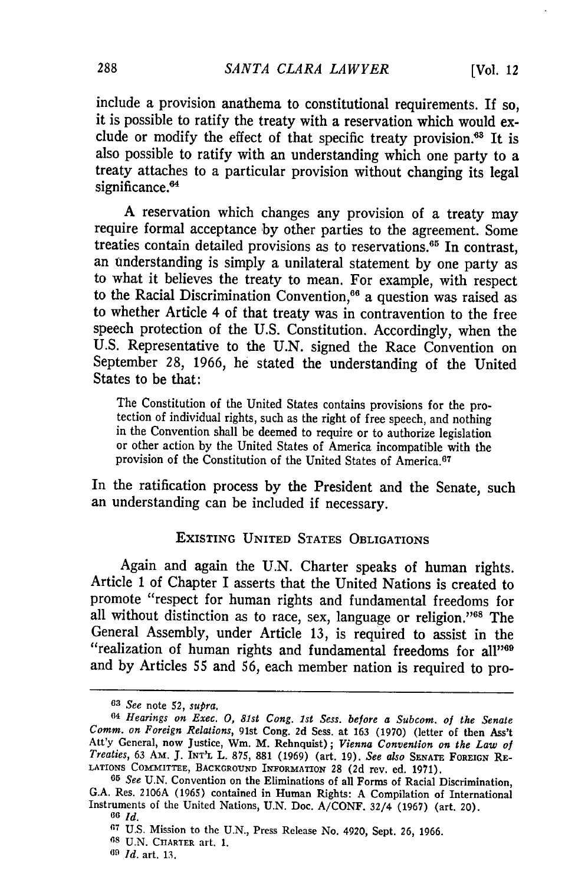include a provision anathema to constitutional requirements. If so, it is possible to ratify the treaty with a reservation which would exclude or modify the effect of that specific treaty provision.[63] It is also possible to ratify with an understanding which one party to a treaty attaches to a particular provision without changing its legal significance.[64]

A reservation which changes any provision of a treaty may require formal acceptance by other parties to the agreement. Some treaties contain detailed provisions as to reservations.[65] In contrast, an understanding is simply a unilateral statement by one party as to what it believes the treaty to mean. For example, with respect to the Racial Discrimination Convention,[66] a question was raised as to whether Article 4 of that treaty was in contravention to the free speech protection of the U.S. Constitution. Accordingly, when the U.S. Representative to the U.N. signed the Race Convention on September 28, 1966, he stated the understanding of the United States to be that:

> The Constitution of the United States contains provisions for the protection of individual rights, such as the right of free speech, and nothing in the Convention shall be deemed to require or to authorize legislation or other action by the United States of America incompatible with the provision of the Constitution of the United States of America.[67]

In the ratification process by the President and the Senate, such an understanding can be included if necessary.

## EXISTING UNITED STATES OBLIGATIONS

Again and again the U.N. Charter speaks of human rights. Article 1 of Chapter I asserts that the United Nations is created to promote "respect for human rights and fundamental freedoms for all without distinction as to race, sex, language or religion."[68] The General Assembly, under Article 13, is required to assist in the "realization of human rights and fundamental freedoms for all"[69] and by Articles 55 and 56, each member nation is required to pro-

---

[63] *See* note 52, *supra.*

[64] *Hearings on Exec. O, 81st Cong. 1st Sess. before a Subcom. of the Senate Comm. on Foreign Relations*, 91st Cong. 2d Sess. at 163 (1970) (letter of then Ass't Att'y General, now Justice, Wm. M. Rehnquist); *Vienna Convention on the Law of Treaties*, 63 AM. J. INT'L L. 875, 881 (1969) (art. 19). *See also* SENATE FOREIGN RELATIONS COMMITTEE, BACKGROUND INFORMATION 28 (2d rev. ed. 1971).

[65] *See* U.N. Convention on the Eliminations of all Forms of Racial Discrimination, G.A. Res. 2106A (1965) contained in Human Rights: A Compilation of International Instruments of the United Nations, U.N. Doc. A/CONF. 32/4 (1967) (art. 20).

[66] *Id.*

[67] U.S. Mission to the U.N., Press Release No. 4920, Sept. 26, 1966.

[68] U.N. CHARTER art. 1.

[69] *Id.* art. 13.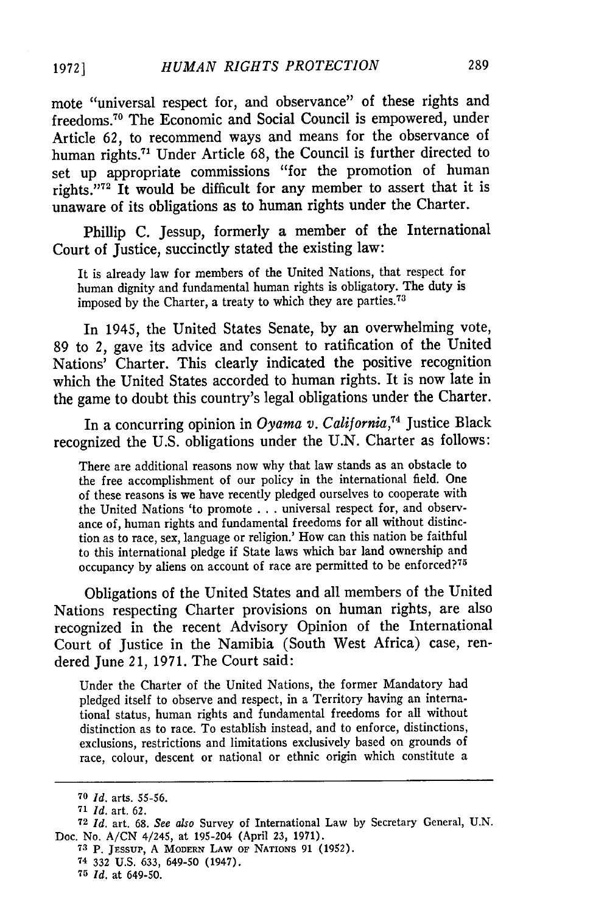mote "universal respect for, and observance" of these rights and freedoms.[70] The Economic and Social Council is empowered, under Article 62, to recommend ways and means for the observance of human rights.[71] Under Article 68, the Council is further directed to set up appropriate commissions "for the promotion of human rights."[72] It would be difficult for any member to assert that it is unaware of its obligations as to human rights under the Charter.

Phillip C. Jessup, formerly a member of the International Court of Justice, succinctly stated the existing law:

> It is already law for members of the United Nations, that respect for human dignity and fundamental human rights is obligatory. The duty is imposed by the Charter, a treaty to which they are parties.[73]

In 1945, the United States Senate, by an overwhelming vote, 89 to 2, gave its advice and consent to ratification of the United Nations' Charter. This clearly indicated the positive recognition which the United States accorded to human rights. It is now late in the game to doubt this country's legal obligations under the Charter.

In a concurring opinion in *Oyama v. California*,[74] Justice Black recognized the U.S. obligations under the U.N. Charter as follows:

> There are additional reasons now why that law stands as an obstacle to the free accomplishment of our policy in the international field. One of these reasons is we have recently pledged ourselves to cooperate with the United Nations 'to promote . . . universal respect for, and observance of, human rights and fundamental freedoms for all without distinction as to race, sex, language or religion.' How can this nation be faithful to this international pledge if State laws which bar land ownership and occupancy by aliens on account of race are permitted to be enforced?[75]

Obligations of the United States and all members of the United Nations respecting Charter provisions on human rights, are also recognized in the recent Advisory Opinion of the International Court of Justice in the Namibia (South West Africa) case, rendered June 21, 1971. The Court said:

> Under the Charter of the United Nations, the former Mandatory had pledged itself to observe and respect, in a Territory having an international status, human rights and fundamental freedoms for all without distinction as to race. To establish instead, and to enforce, distinctions, exclusions, restrictions and limitations exclusively based on grounds of race, colour, descent or national or ethnic origin which constitute a

---

[70] *Id.* arts. 55-56.

[71] *Id.* art. 62.

[72] *Id.* art. 68. *See also* Survey of International Law by Secretary General, U.N. Doc. No. A/CN 4/245, at 195-204 (April 23, 1971).

[73] P. Jessup, A Modern Law of Nations 91 (1952).

[74] 332 U.S. 633, 649-50 (1947).

[75] *Id.* at 649-50.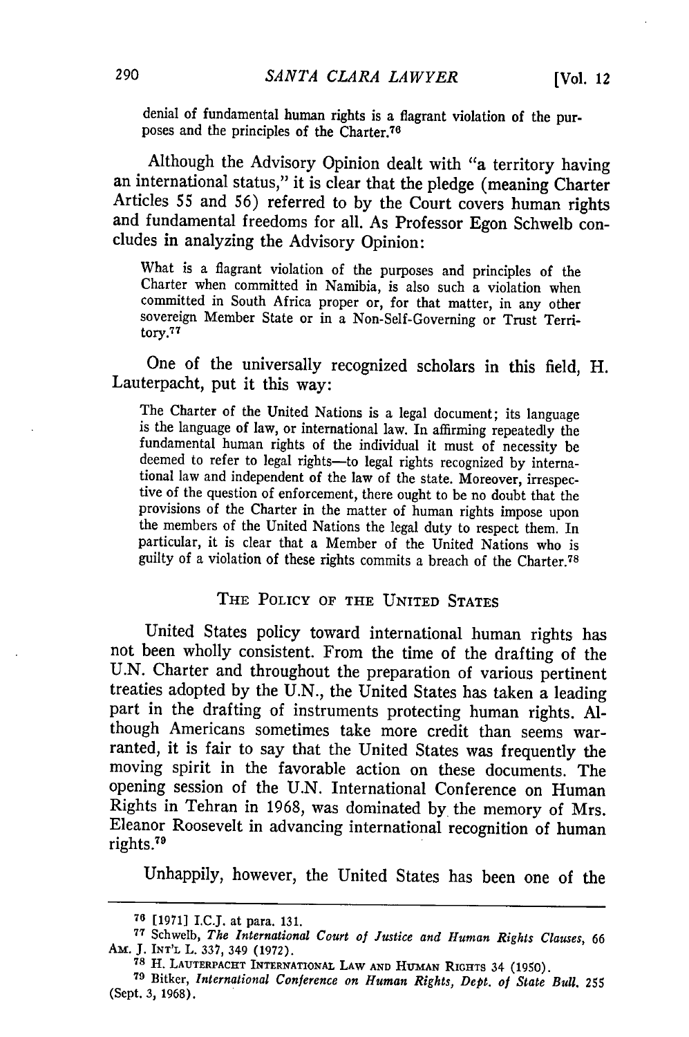denial of fundamental human rights is a flagrant violation of the purposes and the principles of the Charter.[76]

Although the Advisory Opinion dealt with "a territory having an international status," it is clear that the pledge (meaning Charter Articles 55 and 56) referred to by the Court covers human rights and fundamental freedoms for all. As Professor Egon Schwelb concludes in analyzing the Advisory Opinion:

> What is a flagrant violation of the purposes and principles of the Charter when committed in Namibia, is also such a violation when committed in South Africa proper or, for that matter, in any other sovereign Member State or in a Non-Self-Governing or Trust Territory.[77]

One of the universally recognized scholars in this field, H. Lauterpacht, put it this way:

> The Charter of the United Nations is a legal document; its language is the language of law, or international law. In affirming repeatedly the fundamental human rights of the individual it must of necessity be deemed to refer to legal rights—to legal rights recognized by international law and independent of the law of the state. Moreover, irrespective of the question of enforcement, there ought to be no doubt that the provisions of the Charter in the matter of human rights impose upon the members of the United Nations the legal duty to respect them. In particular, it is clear that a Member of the United Nations who is guilty of a violation of these rights commits a breach of the Charter.[78]

## THE POLICY OF THE UNITED STATES

United States policy toward international human rights has not been wholly consistent. From the time of the drafting of the U.N. Charter and throughout the preparation of various pertinent treaties adopted by the U.N., the United States has taken a leading part in the drafting of instruments protecting human rights. Although Americans sometimes take more credit than seems warranted, it is fair to say that the United States was frequently the moving spirit in the favorable action on these documents. The opening session of the U.N. International Conference on Human Rights in Tehran in 1968, was dominated by the memory of Mrs. Eleanor Roosevelt in advancing international recognition of human rights.[79]

Unhappily, however, the United States has been one of the

---

[76] [1971] I.C.J. at para. 131.

[77] Schwelb, *The International Court of Justice and Human Rights Clauses*, 66 AM. J. INT'L L. 337, 349 (1972).

[78] H. LAUTERPACHT INTERNATIONAL LAW AND HUMAN RIGHTS 34 (1950).

[79] Bitker, *International Conference on Human Rights, Dept. of State Bull.* 255 (Sept. 3, 1968).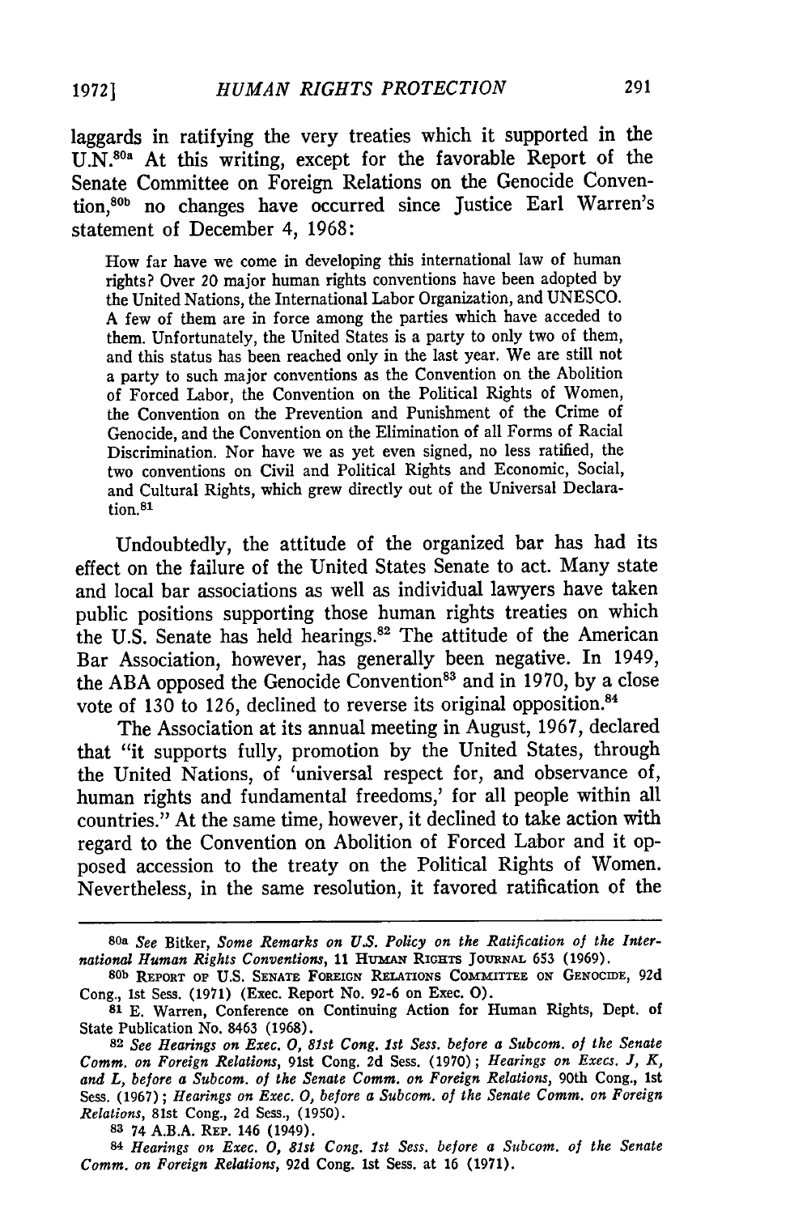laggards in ratifying the very treaties which it supported in the U.N.[80a] At this writing, except for the favorable Report of the Senate Committee on Foreign Relations on the Genocide Convention,[80b] no changes have occurred since Justice Earl Warren's statement of December 4, 1968:

> How far have we come in developing this international law of human rights? Over 20 major human rights conventions have been adopted by the United Nations, the International Labor Organization, and UNESCO. A few of them are in force among the parties which have acceded to them. Unfortunately, the United States is a party to only two of them, and this status has been reached only in the last year. We are still not a party to such major conventions as the Convention on the Abolition of Forced Labor, the Convention on the Political Rights of Women, the Convention on the Prevention and Punishment of the Crime of Genocide, and the Convention on the Elimination of all Forms of Racial Discrimination. Nor have we as yet even signed, no less ratified, the two conventions on Civil and Political Rights and Economic, Social, and Cultural Rights, which grew directly out of the Universal Declaration.[81]

Undoubtedly, the attitude of the organized bar has had its effect on the failure of the United States Senate to act. Many state and local bar associations as well as individual lawyers have taken public positions supporting those human rights treaties on which the U.S. Senate has held hearings.[82] The attitude of the American Bar Association, however, has generally been negative. In 1949, the ABA opposed the Genocide Convention[83] and in 1970, by a close vote of 130 to 126, declined to reverse its original opposition.[84]

The Association at its annual meeting in August, 1967, declared that "it supports fully, promotion by the United States, through the United Nations, of 'universal respect for, and observance of, human rights and fundamental freedoms,' for all people within all countries." At the same time, however, it declined to take action with regard to the Convention on Abolition of Forced Labor and it opposed accession to the treaty on the Political Rights of Women. Nevertheless, in the same resolution, it favored ratification of the

---

80a *See* Bitker, *Some Remarks on U.S. Policy on the Ratification of the International Human Rights Conventions*, 11 HUMAN RIGHTS JOURNAL 653 (1969).

80b REPORT OF U.S. SENATE FOREIGN RELATIONS COMMITTEE ON GENOCIDE, 92d Cong., 1st Sess. (1971) (Exec. Report No. 92-6 on Exec. O).

81 E. Warren, Conference on Continuing Action for Human Rights, Dept. of State Publication No. 8463 (1968).

82 *See Hearings on Exec. O, 81st Cong. 1st Sess. before a Subcom. of the Senate Comm. on Foreign Relations*, 91st Cong. 2d Sess. (1970); *Hearings on Execs. J, K, and L, before a Subcom. of the Senate Comm. on Foreign Relations*, 90th Cong., 1st Sess. (1967); *Hearings on Exec. O, before a Subcom. of the Senate Comm. on Foreign Relations*, 81st Cong., 2d Sess., (1950).

83 74 A.B.A. REP. 146 (1949).

84 *Hearings on Exec. O, 81st Cong. 1st Sess. before a Subcom. of the Senate Comm. on Foreign Relations*, 92d Cong. 1st Sess. at 16 (1971).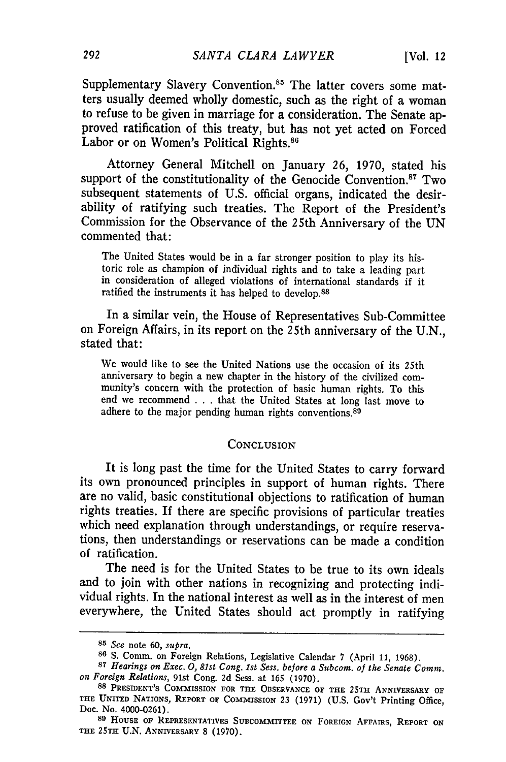Supplementary Slavery Convention.[85] The latter covers some matters usually deemed wholly domestic, such as the right of a woman to refuse to be given in marriage for a consideration. The Senate approved ratification of this treaty, but has not yet acted on Forced Labor or on Women's Political Rights.[86]

Attorney General Mitchell on January 26, 1970, stated his support of the constitutionality of the Genocide Convention.[87] Two subsequent statements of U.S. official organs, indicated the desirability of ratifying such treaties. The Report of the President's Commission for the Observance of the 25th Anniversary of the UN commented that:

> The United States would be in a far stronger position to play its historic role as champion of individual rights and to take a leading part in consideration of alleged violations of international standards if it ratified the instruments it has helped to develop.[88]

In a similar vein, the House of Representatives Sub-Committee on Foreign Affairs, in its report on the 25th anniversary of the U.N., stated that:

> We would like to see the United Nations use the occasion of its 25th anniversary to begin a new chapter in the history of the civilized community's concern with the protection of basic human rights. To this end we recommend . . . that the United States at long last move to adhere to the major pending human rights conventions.[89]

## CONCLUSION

It is long past the time for the United States to carry forward its own pronounced principles in support of human rights. There are no valid, basic constitutional objections to ratification of human rights treaties. If there are specific provisions of particular treaties which need explanation through understandings, or require reservations, then understandings or reservations can be made a condition of ratification.

The need is for the United States to be true to its own ideals and to join with other nations in recognizing and protecting individual rights. In the national interest as well as in the interest of men everywhere, the United States should act promptly in ratifying

---

[85] *See* note 60, *supra.*

[86] S. Comm. on Foreign Relations, Legislative Calendar 7 (April 11, 1968).

[87] *Hearings on Exec. O, 81st Cong. 1st Sess. before a Subcom. of the Senate Comm. on Foreign Relations,* 91st Cong. 2d Sess. at 165 (1970).

[88] PRESIDENT'S COMMISSION FOR THE OBSERVANCE OF THE 25TH ANNIVERSARY OF THE UNITED NATIONS, REPORT OF COMMISSION 23 (1971) (U.S. Gov't Printing Office, Doc. No. 4000-0261).

[89] HOUSE OF REPRESENTATIVES SUBCOMMITTEE ON FOREIGN AFFAIRS, REPORT ON THE 25TH U.N. ANNIVERSARY 8 (1970).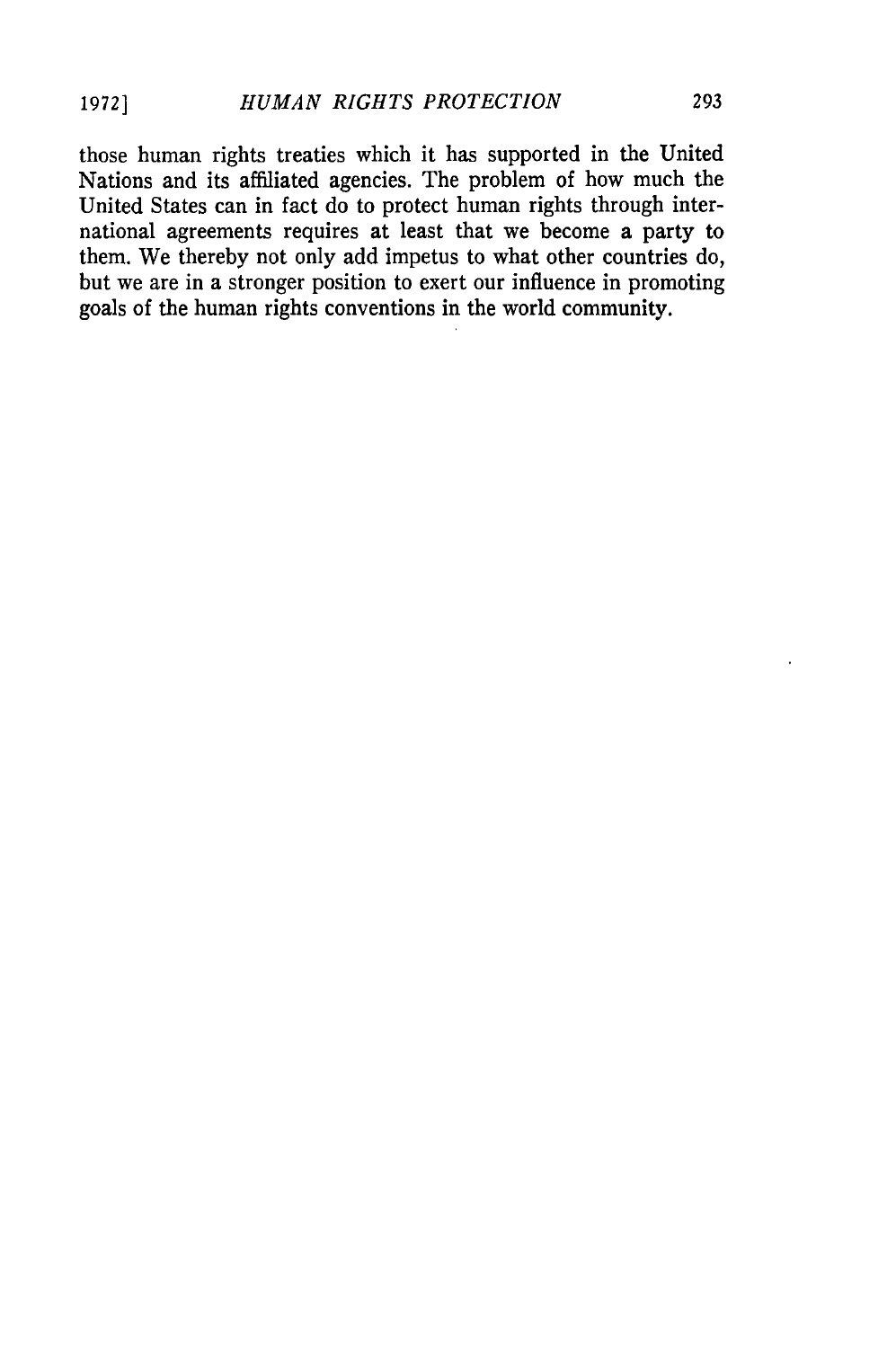those human rights treaties which it has supported in the United Nations and its affiliated agencies. The problem of how much the United States can in fact do to protect human rights through international agreements requires at least that we become a party to them. We thereby not only add impetus to what other countries do, but we are in a stronger position to exert our influence in promoting goals of the human rights conventions in the world community.